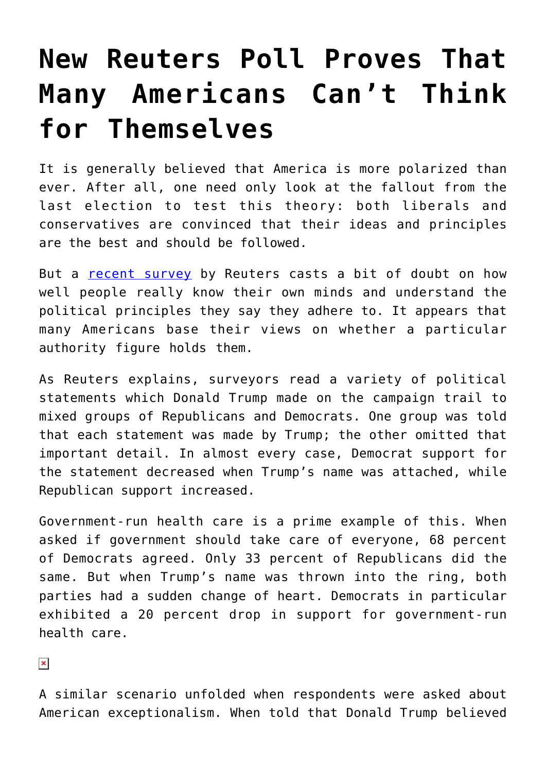# New Reuters Poll Proves That Many Americans Can't Think for Themselves

It is generally believed that America is more polarized than ever. After all, one need only look at the fallout from the last election to test this theory: both liberals and conservatives are convinced that their ideas and principles are the best and should be followed.

But a recent survey by Reuters casts a bit of doubt on how well people really know their own minds and understand the political principles they say they adhere to. It appears that many Americans base their views on whether a particular authority figure holds them.

As Reuters explains, surveyors read a variety of political statements which Donald Trump made on the campaign trail to mixed groups of Republicans and Democrats. One group was told that each statement was made by Trump; the other omitted that important detail. In almost every case, Democrat support for the statement decreased when Trump's name was attached, while Republican support increased.

Government-run health care is a prime example of this. When asked if government should take care of everyone, 68 percent of Democrats agreed. Only 33 percent of Republicans did the same. But when Trump's name was thrown into the ring, both parties had a sudden change of heart. Democrats in particular exhibited a 20 percent drop in support for government-run health care.

A similar scenario unfolded when respondents were asked about American exceptionalism. When told that Donald Trump believed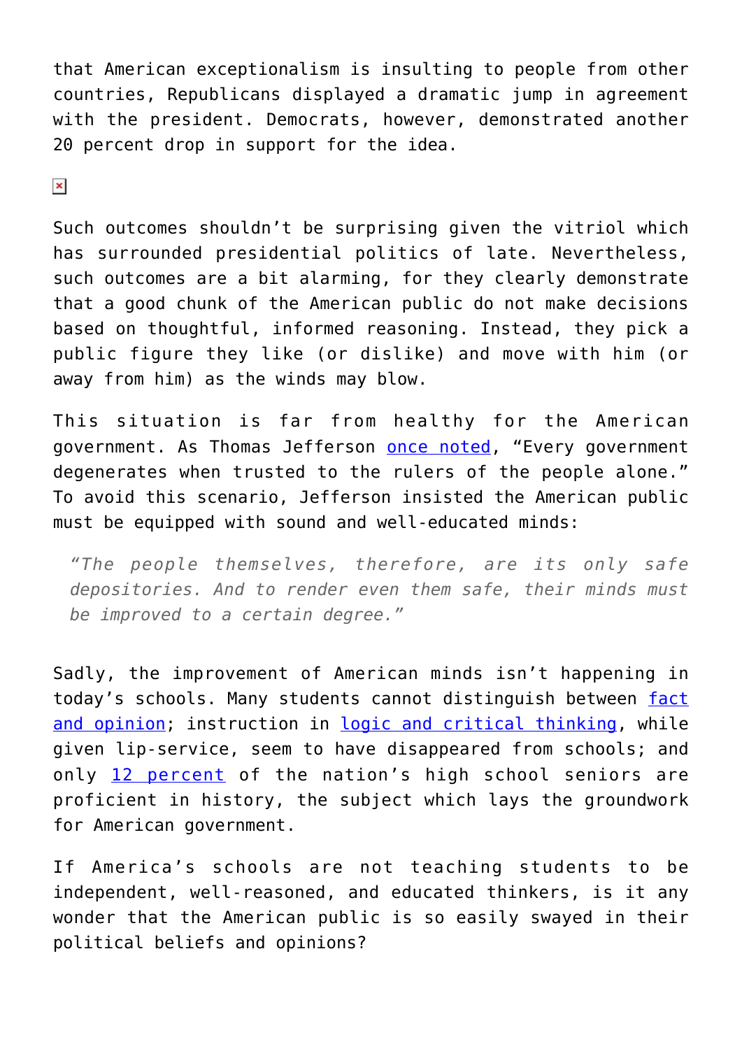that American exceptionalism is insulting to people from other countries, Republicans displayed a dramatic jump in agreement with the president. Democrats, however, demonstrated another 20 percent drop in support for the idea.

Such outcomes shouldn't be surprising given the vitriol which has surrounded presidential politics of late. Nevertheless, such outcomes are a bit alarming, for they clearly demonstrate that a good chunk of the American public do not make decisions based on thoughtful, informed reasoning. Instead, they pick a public figure they like (or dislike) and move with him (or away from him) as the winds may blow.

This situation is far from healthy for the American government. As Thomas Jefferson once noted, "Every government degenerates when trusted to the rulers of the people alone." To avoid this scenario, Jefferson insisted the American public must be equipped with sound and well-educated minds:

> *"The people themselves, therefore, are its only safe depositories. And to render even them safe, their minds must be improved to a certain degree."*

Sadly, the improvement of American minds isn't happening in today's schools. Many students cannot distinguish between fact and opinion; instruction in logic and critical thinking, while given lip-service, seem to have disappeared from schools; and only 12 percent of the nation's high school seniors are proficient in history, the subject which lays the groundwork for American government.

If America's schools are not teaching students to be independent, well-reasoned, and educated thinkers, is it any wonder that the American public is so easily swayed in their political beliefs and opinions?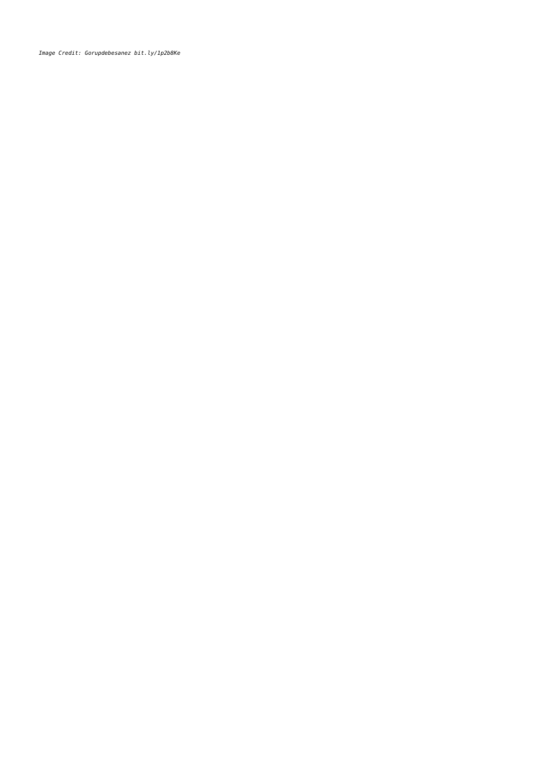*Image Credit: Gorupdebesanez bit.ly/1p2b8Ke*